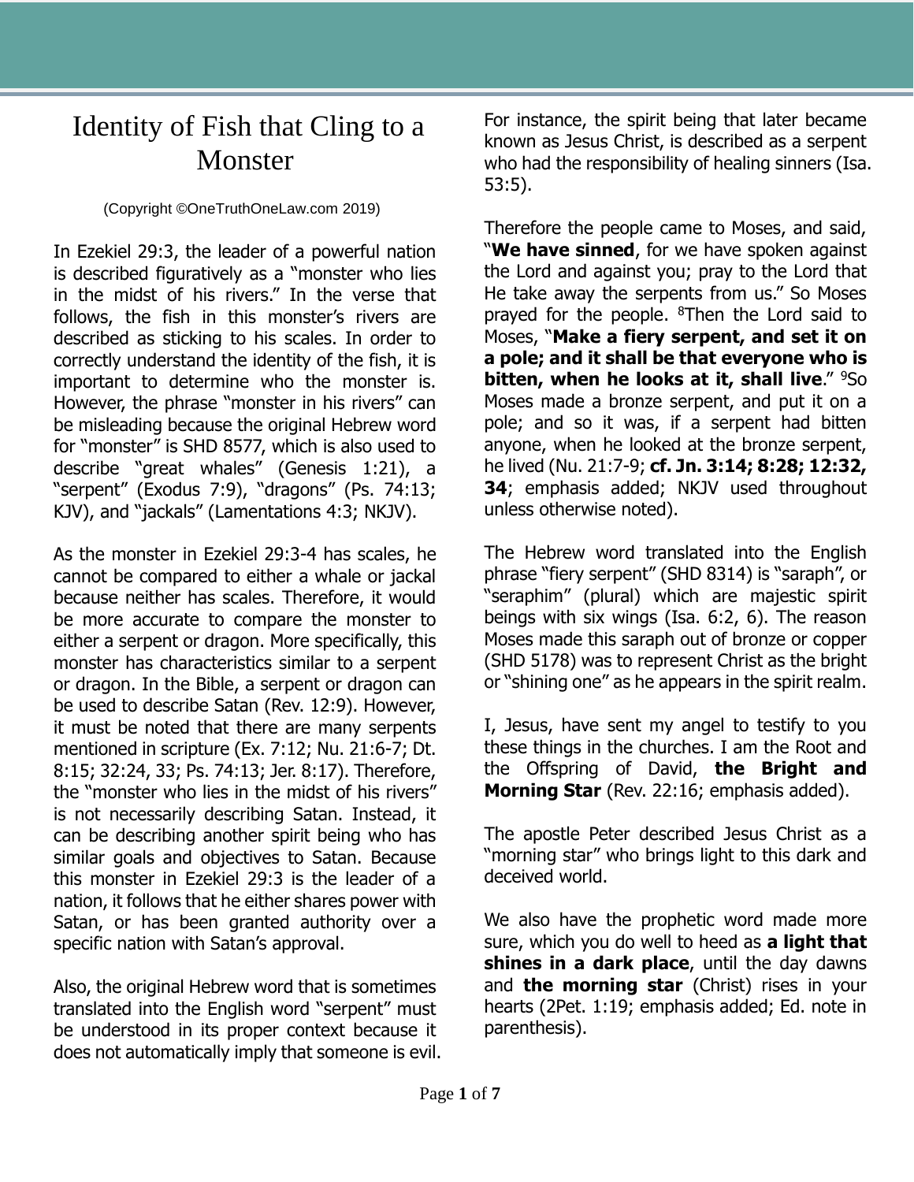# Identity of Fish that Cling to a Monster

(Copyright ©OneTruthOneLaw.com 2019)

In Ezekiel 29:3, the leader of a powerful nation is described figuratively as a "monster who lies in the midst of his rivers." In the verse that follows, the fish in this monster's rivers are described as sticking to his scales. In order to correctly understand the identity of the fish, it is important to determine who the monster is. However, the phrase "monster in his rivers" can be misleading because the original Hebrew word for "monster" is SHD 8577, which is also used to describe "great whales" (Genesis 1:21), a "serpent" (Exodus 7:9), "dragons" (Ps. 74:13; KJV), and "jackals" (Lamentations 4:3; NKJV).

As the monster in Ezekiel 29:3-4 has scales, he cannot be compared to either a whale or jackal because neither has scales. Therefore, it would be more accurate to compare the monster to either a serpent or dragon. More specifically, this monster has characteristics similar to a serpent or dragon. In the Bible, a serpent or dragon can be used to describe Satan (Rev. 12:9). However, it must be noted that there are many serpents mentioned in scripture (Ex. 7:12; Nu. 21:6-7; Dt. 8:15; 32:24, 33; Ps. 74:13; Jer. 8:17). Therefore, the "monster who lies in the midst of his rivers" is not necessarily describing Satan. Instead, it can be describing another spirit being who has similar goals and objectives to Satan. Because this monster in Ezekiel 29:3 is the leader of a nation, it follows that he either shares power with Satan, or has been granted authority over a specific nation with Satan's approval.

Also, the original Hebrew word that is sometimes translated into the English word "serpent" must be understood in its proper context because it does not automatically imply that someone is evil. For instance, the spirit being that later became known as Jesus Christ, is described as a serpent who had the responsibility of healing sinners (Isa. 53:5).

Therefore the people came to Moses, and said, "**We have sinned**, for we have spoken against the Lord and against you; pray to the Lord that He take away the serpents from us." So Moses prayed for the people. [8]Then the Lord said to Moses, "**Make a fiery serpent, and set it on a pole; and it shall be that everyone who is bitten, when he looks at it, shall live**." [9]So Moses made a bronze serpent, and put it on a pole; and so it was, if a serpent had bitten anyone, when he looked at the bronze serpent, he lived (Nu. 21:7-9; **cf. Jn. 3:14; 8:28; 12:32, 34**; emphasis added; NKJV used throughout unless otherwise noted).

The Hebrew word translated into the English phrase "fiery serpent" (SHD 8314) is "saraph", or "seraphim" (plural) which are majestic spirit beings with six wings (Isa. 6:2, 6). The reason Moses made this saraph out of bronze or copper (SHD 5178) was to represent Christ as the bright or "shining one" as he appears in the spirit realm.

I, Jesus, have sent my angel to testify to you these things in the churches. I am the Root and the Offspring of David, **the Bright and Morning Star** (Rev. 22:16; emphasis added).

The apostle Peter described Jesus Christ as a "morning star" who brings light to this dark and deceived world.

We also have the prophetic word made more sure, which you do well to heed as **a light that shines in a dark place**, until the day dawns and **the morning star** (Christ) rises in your hearts (2Pet. 1:19; emphasis added; Ed. note in parenthesis).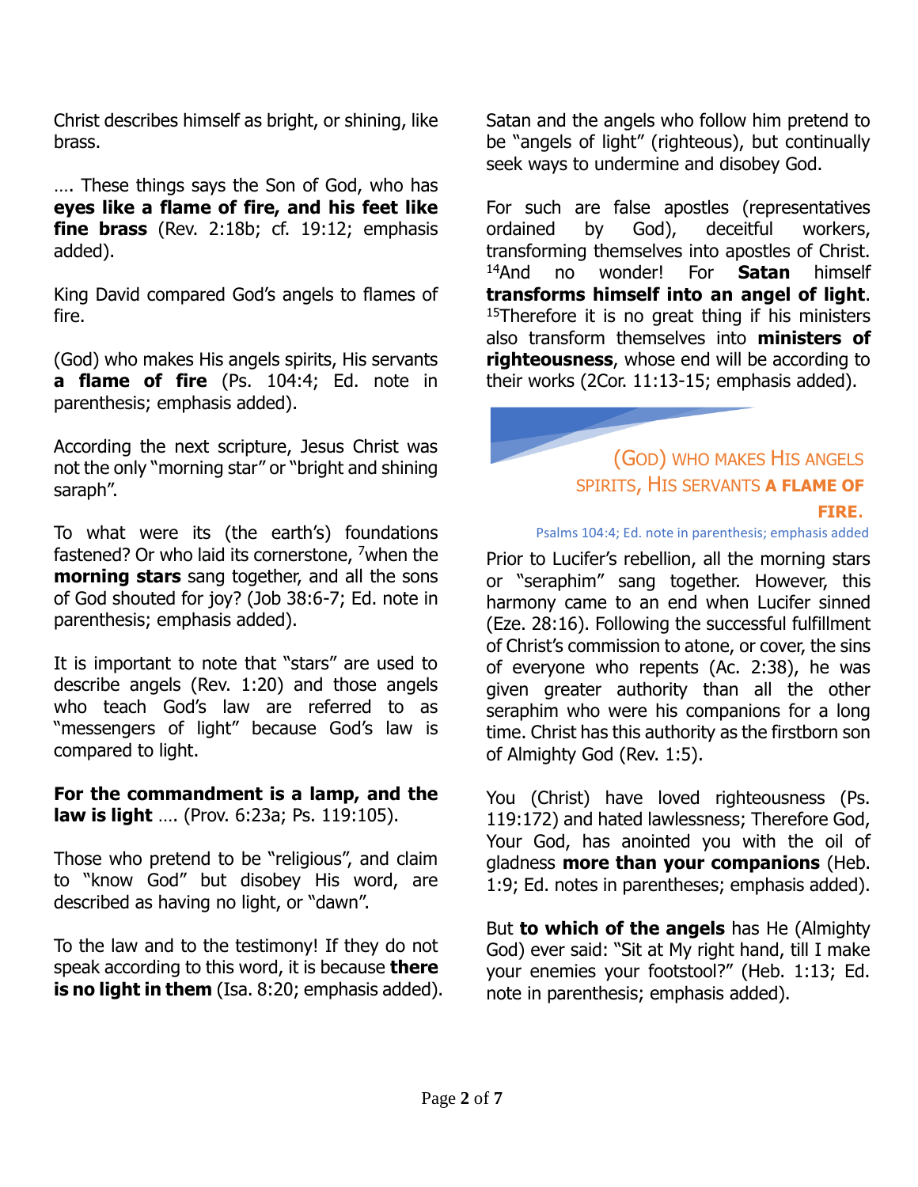Christ describes himself as bright, or shining, like brass.

…. These things says the Son of God, who has **eyes like a flame of fire, and his feet like fine brass** (Rev. 2:18b; cf. 19:12; emphasis added).

King David compared God's angels to flames of fire.

(God) who makes His angels spirits, His servants **a flame of fire** (Ps. 104:4; Ed. note in parenthesis; emphasis added).

According the next scripture, Jesus Christ was not the only "morning star" or "bright and shining saraph".

To what were its (the earth's) foundations fastened? Or who laid its cornerstone, [7]when the **morning stars** sang together, and all the sons of God shouted for joy? (Job 38:6-7; Ed. note in parenthesis; emphasis added).

It is important to note that "stars" are used to describe angels (Rev. 1:20) and those angels who teach God's law are referred to as "messengers of light" because God's law is compared to light.

**For the commandment is a lamp, and the law is light** …. (Prov. 6:23a; Ps. 119:105).

Those who pretend to be "religious", and claim to "know God" but disobey His word, are described as having no light, or "dawn".

To the law and to the testimony! If they do not speak according to this word, it is because **there is no light in them** (Isa. 8:20; emphasis added).

Satan and the angels who follow him pretend to be "angels of light" (righteous), but continually seek ways to undermine and disobey God.

For such are false apostles (representatives ordained by God), deceitful workers, transforming themselves into apostles of Christ. [14]And no wonder! For **Satan** himself **transforms himself into an angel of light**. [15]Therefore it is no great thing if his ministers also transform themselves into **ministers of righteousness**, whose end will be according to their works (2Cor. 11:13-15; emphasis added).

> (GOD) WHO MAKES HIS ANGELS SPIRITS, HIS SERVANTS **A FLAME OF FIRE**.
>
> Psalms 104:4; Ed. note in parenthesis; emphasis added

Prior to Lucifer's rebellion, all the morning stars or "seraphim" sang together. However, this harmony came to an end when Lucifer sinned (Eze. 28:16). Following the successful fulfillment of Christ's commission to atone, or cover, the sins of everyone who repents (Ac. 2:38), he was given greater authority than all the other seraphim who were his companions for a long time. Christ has this authority as the firstborn son of Almighty God (Rev. 1:5).

You (Christ) have loved righteousness (Ps. 119:172) and hated lawlessness; Therefore God, Your God, has anointed you with the oil of gladness **more than your companions** (Heb. 1:9; Ed. notes in parentheses; emphasis added).

But **to which of the angels** has He (Almighty God) ever said: "Sit at My right hand, till I make your enemies your footstool?" (Heb. 1:13; Ed. note in parenthesis; emphasis added).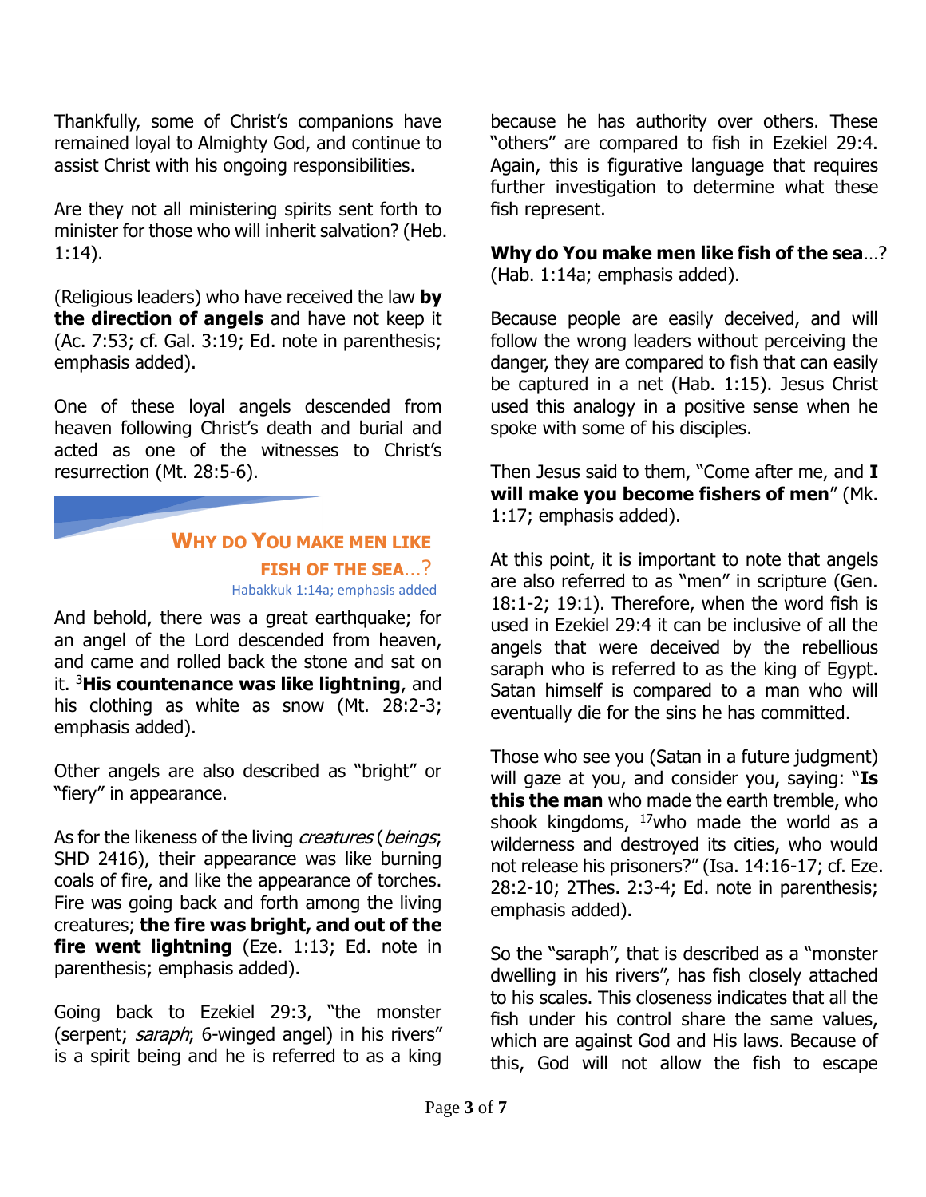Thankfully, some of Christ's companions have remained loyal to Almighty God, and continue to assist Christ with his ongoing responsibilities.

Are they not all ministering spirits sent forth to minister for those who will inherit salvation? (Heb. 1:14).

(Religious leaders) who have received the law **by the direction of angels** and have not keep it (Ac. 7:53; cf. Gal. 3:19; Ed. note in parenthesis; emphasis added).

One of these loyal angels descended from heaven following Christ's death and burial and acted as one of the witnesses to Christ's resurrection (Mt. 28:5-6).

## WHY DO YOU MAKE MEN LIKE FISH OF THE SEA…?

Habakkuk 1:14a; emphasis added

And behold, there was a great earthquake; for an angel of the Lord descended from heaven, and came and rolled back the stone and sat on it. [3]**His countenance was like lightning**, and his clothing as white as snow (Mt. 28:2-3; emphasis added).

Other angels are also described as "bright" or "fiery" in appearance.

As for the likeness of the living *creatures* (*beings*; SHD 2416), their appearance was like burning coals of fire, and like the appearance of torches. Fire was going back and forth among the living creatures; **the fire was bright, and out of the fire went lightning** (Eze. 1:13; Ed. note in parenthesis; emphasis added).

Going back to Ezekiel 29:3, "the monster (serpent; *saraph*; 6-winged angel) in his rivers" is a spirit being and he is referred to as a king because he has authority over others. These "others" are compared to fish in Ezekiel 29:4. Again, this is figurative language that requires further investigation to determine what these fish represent.

**Why do You make men like fish of the sea**…? (Hab. 1:14a; emphasis added).

Because people are easily deceived, and will follow the wrong leaders without perceiving the danger, they are compared to fish that can easily be captured in a net (Hab. 1:15). Jesus Christ used this analogy in a positive sense when he spoke with some of his disciples.

Then Jesus said to them, "Come after me, and **I will make you become fishers of men**" (Mk. 1:17; emphasis added).

At this point, it is important to note that angels are also referred to as "men" in scripture (Gen. 18:1-2; 19:1). Therefore, when the word fish is used in Ezekiel 29:4 it can be inclusive of all the angels that were deceived by the rebellious saraph who is referred to as the king of Egypt. Satan himself is compared to a man who will eventually die for the sins he has committed.

Those who see you (Satan in a future judgment) will gaze at you, and consider you, saying: "**Is this the man** who made the earth tremble, who shook kingdoms, [17]who made the world as a wilderness and destroyed its cities, who would not release his prisoners?" (Isa. 14:16-17; cf. Eze. 28:2-10; 2Thes. 2:3-4; Ed. note in parenthesis; emphasis added).

So the "saraph", that is described as a "monster dwelling in his rivers", has fish closely attached to his scales. This closeness indicates that all the fish under his control share the same values, which are against God and His laws. Because of this, God will not allow the fish to escape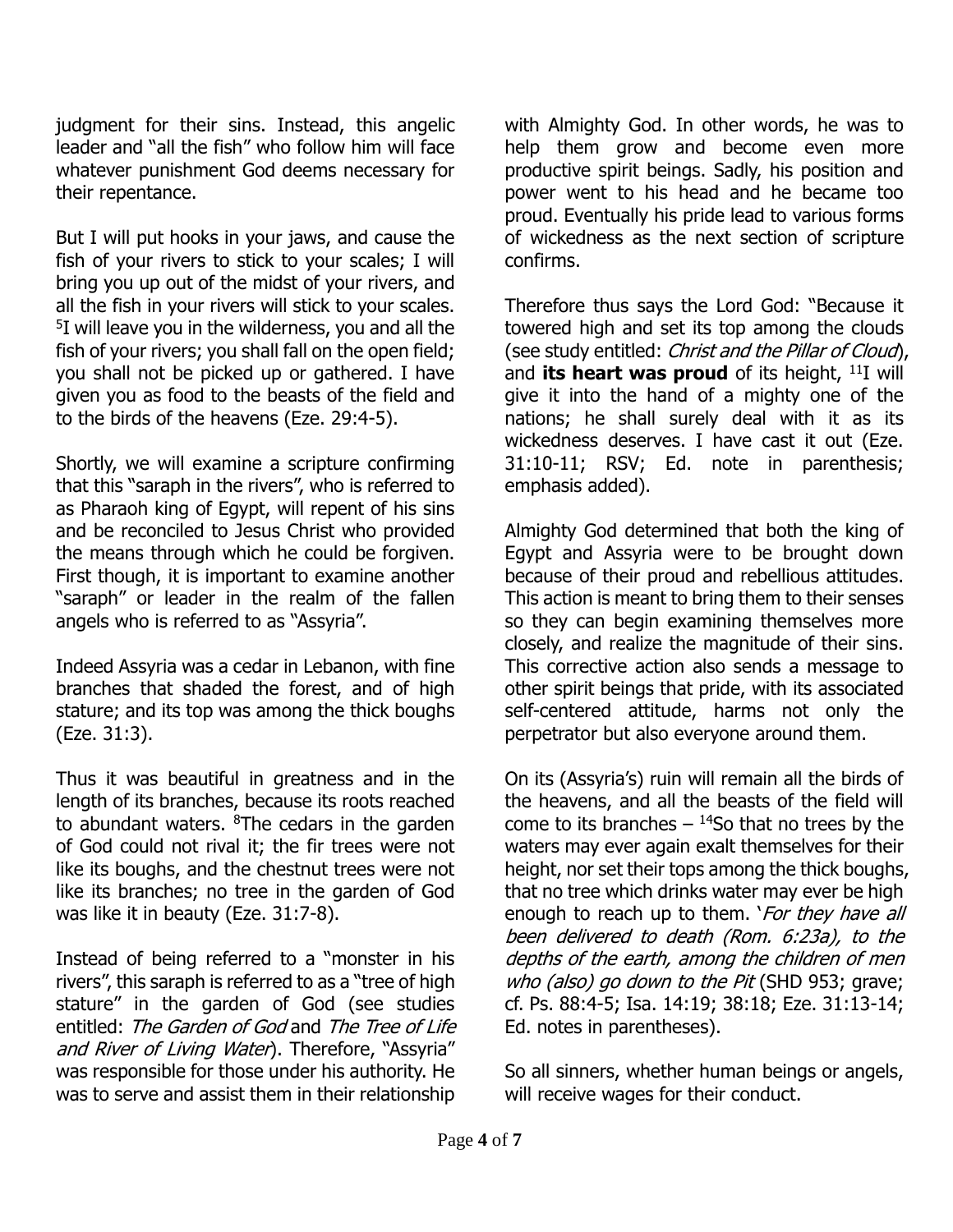judgment for their sins. Instead, this angelic leader and "all the fish" who follow him will face whatever punishment God deems necessary for their repentance.

But I will put hooks in your jaws, and cause the fish of your rivers to stick to your scales; I will bring you up out of the midst of your rivers, and all the fish in your rivers will stick to your scales. [5]I will leave you in the wilderness, you and all the fish of your rivers; you shall fall on the open field; you shall not be picked up or gathered. I have given you as food to the beasts of the field and to the birds of the heavens (Eze. 29:4-5).

Shortly, we will examine a scripture confirming that this "saraph in the rivers", who is referred to as Pharaoh king of Egypt, will repent of his sins and be reconciled to Jesus Christ who provided the means through which he could be forgiven. First though, it is important to examine another "saraph" or leader in the realm of the fallen angels who is referred to as "Assyria".

Indeed Assyria was a cedar in Lebanon, with fine branches that shaded the forest, and of high stature; and its top was among the thick boughs (Eze. 31:3).

Thus it was beautiful in greatness and in the length of its branches, because its roots reached to abundant waters. [8]The cedars in the garden of God could not rival it; the fir trees were not like its boughs, and the chestnut trees were not like its branches; no tree in the garden of God was like it in beauty (Eze. 31:7-8).

Instead of being referred to a "monster in his rivers", this saraph is referred to as a "tree of high stature" in the garden of God (see studies entitled: *The Garden of God* and *The Tree of Life and River of Living Water*). Therefore, "Assyria" was responsible for those under his authority. He was to serve and assist them in their relationship with Almighty God. In other words, he was to help them grow and become even more productive spirit beings. Sadly, his position and power went to his head and he became too proud. Eventually his pride lead to various forms of wickedness as the next section of scripture confirms.

Therefore thus says the Lord God: "Because it towered high and set its top among the clouds (see study entitled: *Christ and the Pillar of Cloud*), and **its heart was proud** of its height, [11]I will give it into the hand of a mighty one of the nations; he shall surely deal with it as its wickedness deserves. I have cast it out (Eze. 31:10-11; RSV; Ed. note in parenthesis; emphasis added).

Almighty God determined that both the king of Egypt and Assyria were to be brought down because of their proud and rebellious attitudes. This action is meant to bring them to their senses so they can begin examining themselves more closely, and realize the magnitude of their sins. This corrective action also sends a message to other spirit beings that pride, with its associated self-centered attitude, harms not only the perpetrator but also everyone around them.

On its (Assyria's) ruin will remain all the birds of the heavens, and all the beasts of the field will come to its branches – [14]So that no trees by the waters may ever again exalt themselves for their height, nor set their tops among the thick boughs, that no tree which drinks water may ever be high enough to reach up to them. '*For they have all been delivered to death (Rom. 6:23a), to the depths of the earth, among the children of men who (also) go down to the Pit* (SHD 953; grave; cf. Ps. 88:4-5; Isa. 14:19; 38:18; Eze. 31:13-14; Ed. notes in parentheses).

So all sinners, whether human beings or angels, will receive wages for their conduct.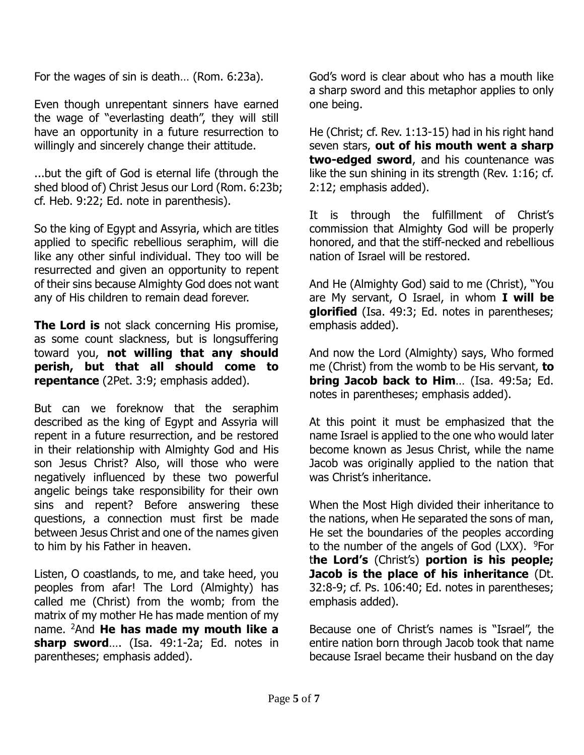For the wages of sin is death… (Rom. 6:23a).

Even though unrepentant sinners have earned the wage of "everlasting death", they will still have an opportunity in a future resurrection to willingly and sincerely change their attitude.

...but the gift of God is eternal life (through the shed blood of) Christ Jesus our Lord (Rom. 6:23b; cf. Heb. 9:22; Ed. note in parenthesis).

So the king of Egypt and Assyria, which are titles applied to specific rebellious seraphim, will die like any other sinful individual. They too will be resurrected and given an opportunity to repent of their sins because Almighty God does not want any of His children to remain dead forever.

**The Lord is** not slack concerning His promise, as some count slackness, but is longsuffering toward you, **not willing that any should perish, but that all should come to repentance** (2Pet. 3:9; emphasis added).

But can we foreknow that the seraphim described as the king of Egypt and Assyria will repent in a future resurrection, and be restored in their relationship with Almighty God and His son Jesus Christ? Also, will those who were negatively influenced by these two powerful angelic beings take responsibility for their own sins and repent? Before answering these questions, a connection must first be made between Jesus Christ and one of the names given to him by his Father in heaven.

Listen, O coastlands, to me, and take heed, you peoples from afar! The Lord (Almighty) has called me (Christ) from the womb; from the matrix of my mother He has made mention of my name. [2]And **He has made my mouth like a sharp sword**…. (Isa. 49:1-2a; Ed. notes in parentheses; emphasis added).

God's word is clear about who has a mouth like a sharp sword and this metaphor applies to only one being.

He (Christ; cf. Rev. 1:13-15) had in his right hand seven stars, **out of his mouth went a sharp two-edged sword**, and his countenance was like the sun shining in its strength (Rev. 1:16; cf. 2:12; emphasis added).

It is through the fulfillment of Christ's commission that Almighty God will be properly honored, and that the stiff-necked and rebellious nation of Israel will be restored.

And He (Almighty God) said to me (Christ), "You are My servant, O Israel, in whom **I will be glorified** (Isa. 49:3; Ed. notes in parentheses; emphasis added).

And now the Lord (Almighty) says, Who formed me (Christ) from the womb to be His servant, **to bring Jacob back to Him**… (Isa. 49:5a; Ed. notes in parentheses; emphasis added).

At this point it must be emphasized that the name Israel is applied to the one who would later become known as Jesus Christ, while the name Jacob was originally applied to the nation that was Christ's inheritance.

When the Most High divided their inheritance to the nations, when He separated the sons of man, He set the boundaries of the peoples according to the number of the angels of God (LXX). [9]For t**he Lord's** (Christ's) **portion is his people; Jacob is the place of his inheritance** (Dt. 32:8-9; cf. Ps. 106:40; Ed. notes in parentheses; emphasis added).

Because one of Christ's names is "Israel", the entire nation born through Jacob took that name because Israel became their husband on the day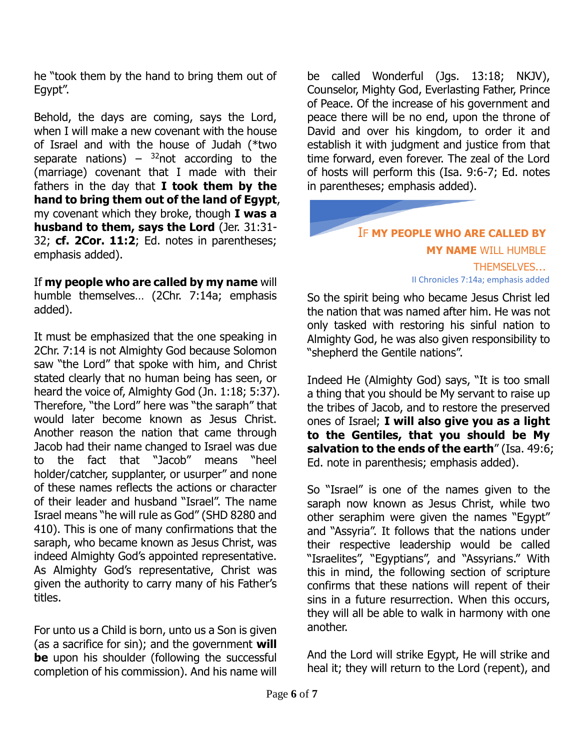he "took them by the hand to bring them out of Egypt".

Behold, the days are coming, says the Lord, when I will make a new covenant with the house of Israel and with the house of Judah (*two separate nations) – [32]not according to the (marriage) covenant that I made with their fathers in the day that **I took them by the hand to bring them out of the land of Egypt**, my covenant which they broke, though **I was a husband to them, says the Lord** (Jer. 31:31-32; **cf. 2Cor. 11:2**; Ed. notes in parentheses; emphasis added).

If **my people who are called by my name** will humble themselves… (2Chr. 7:14a; emphasis added).

It must be emphasized that the one speaking in 2Chr. 7:14 is not Almighty God because Solomon saw "the Lord" that spoke with him, and Christ stated clearly that no human being has seen, or heard the voice of, Almighty God (Jn. 1:18; 5:37). Therefore, "the Lord" here was "the saraph" that would later become known as Jesus Christ. Another reason the nation that came through Jacob had their name changed to Israel was due to the fact that "Jacob" means "heel holder/catcher, supplanter, or usurper" and none of these names reflects the actions or character of their leader and husband "Israel". The name Israel means "he will rule as God" (SHD 8280 and 410). This is one of many confirmations that the saraph, who became known as Jesus Christ, was indeed Almighty God's appointed representative. As Almighty God's representative, Christ was given the authority to carry many of his Father's titles.

For unto us a Child is born, unto us a Son is given (as a sacrifice for sin); and the government **will be** upon his shoulder (following the successful completion of his commission). And his name will be called Wonderful (Jgs. 13:18; NKJV), Counselor, Mighty God, Everlasting Father, Prince of Peace. Of the increase of his government and peace there will be no end, upon the throne of David and over his kingdom, to order it and establish it with judgment and justice from that time forward, even forever. The zeal of the Lord of hosts will perform this (Isa. 9:6-7; Ed. notes in parentheses; emphasis added).

> IF **MY PEOPLE WHO ARE CALLED BY MY NAME** WILL HUMBLE THEMSELVES…
>
> II Chronicles 7:14a; emphasis added

So the spirit being who became Jesus Christ led the nation that was named after him. He was not only tasked with restoring his sinful nation to Almighty God, he was also given responsibility to "shepherd the Gentile nations".

Indeed He (Almighty God) says, "It is too small a thing that you should be My servant to raise up the tribes of Jacob, and to restore the preserved ones of Israel; **I will also give you as a light to the Gentiles, that you should be My salvation to the ends of the earth**" (Isa. 49:6; Ed. note in parenthesis; emphasis added).

So "Israel" is one of the names given to the saraph now known as Jesus Christ, while two other seraphim were given the names "Egypt" and "Assyria". It follows that the nations under their respective leadership would be called "Israelites", "Egyptians", and "Assyrians." With this in mind, the following section of scripture confirms that these nations will repent of their sins in a future resurrection. When this occurs, they will all be able to walk in harmony with one another.

And the Lord will strike Egypt, He will strike and heal it; they will return to the Lord (repent), and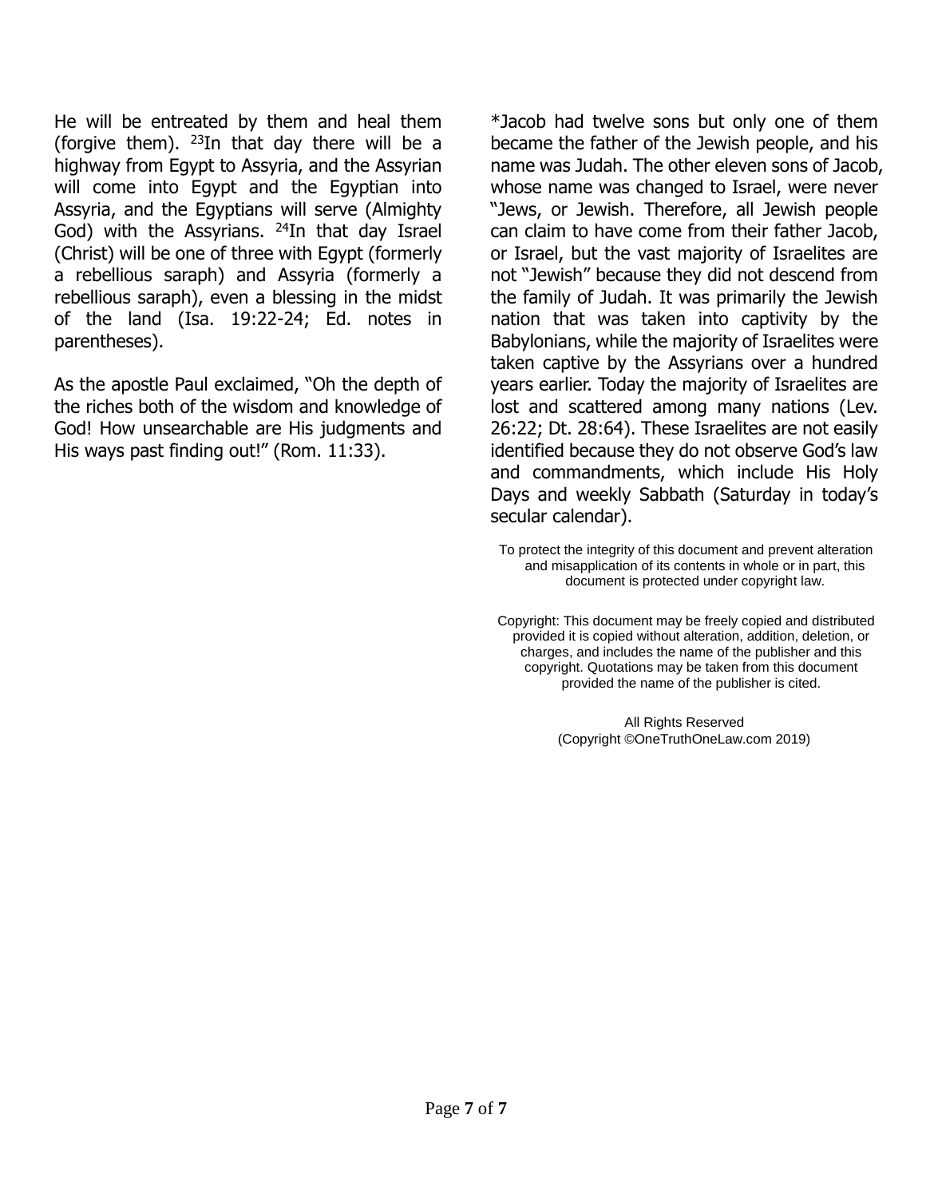He will be entreated by them and heal them (forgive them). [23]In that day there will be a highway from Egypt to Assyria, and the Assyrian will come into Egypt and the Egyptian into Assyria, and the Egyptians will serve (Almighty God) with the Assyrians. [24]In that day Israel (Christ) will be one of three with Egypt (formerly a rebellious saraph) and Assyria (formerly a rebellious saraph), even a blessing in the midst of the land (Isa. 19:22-24; Ed. notes in parentheses).

As the apostle Paul exclaimed, "Oh the depth of the riches both of the wisdom and knowledge of God! How unsearchable are His judgments and His ways past finding out!" (Rom. 11:33).

*Jacob had twelve sons but only one of them became the father of the Jewish people, and his name was Judah. The other eleven sons of Jacob, whose name was changed to Israel, were never "Jews, or Jewish. Therefore, all Jewish people can claim to have come from their father Jacob, or Israel, but the vast majority of Israelites are not "Jewish" because they did not descend from the family of Judah. It was primarily the Jewish nation that was taken into captivity by the Babylonians, while the majority of Israelites were taken captive by the Assyrians over a hundred years earlier. Today the majority of Israelites are lost and scattered among many nations (Lev. 26:22; Dt. 28:64). These Israelites are not easily identified because they do not observe God's law and commandments, which include His Holy Days and weekly Sabbath (Saturday in today's secular calendar).

To protect the integrity of this document and prevent alteration and misapplication of its contents in whole or in part, this document is protected under copyright law.

Copyright: This document may be freely copied and distributed provided it is copied without alteration, addition, deletion, or charges, and includes the name of the publisher and this copyright. Quotations may be taken from this document provided the name of the publisher is cited.

All Rights Reserved
(Copyright ©OneTruthOneLaw.com 2019)